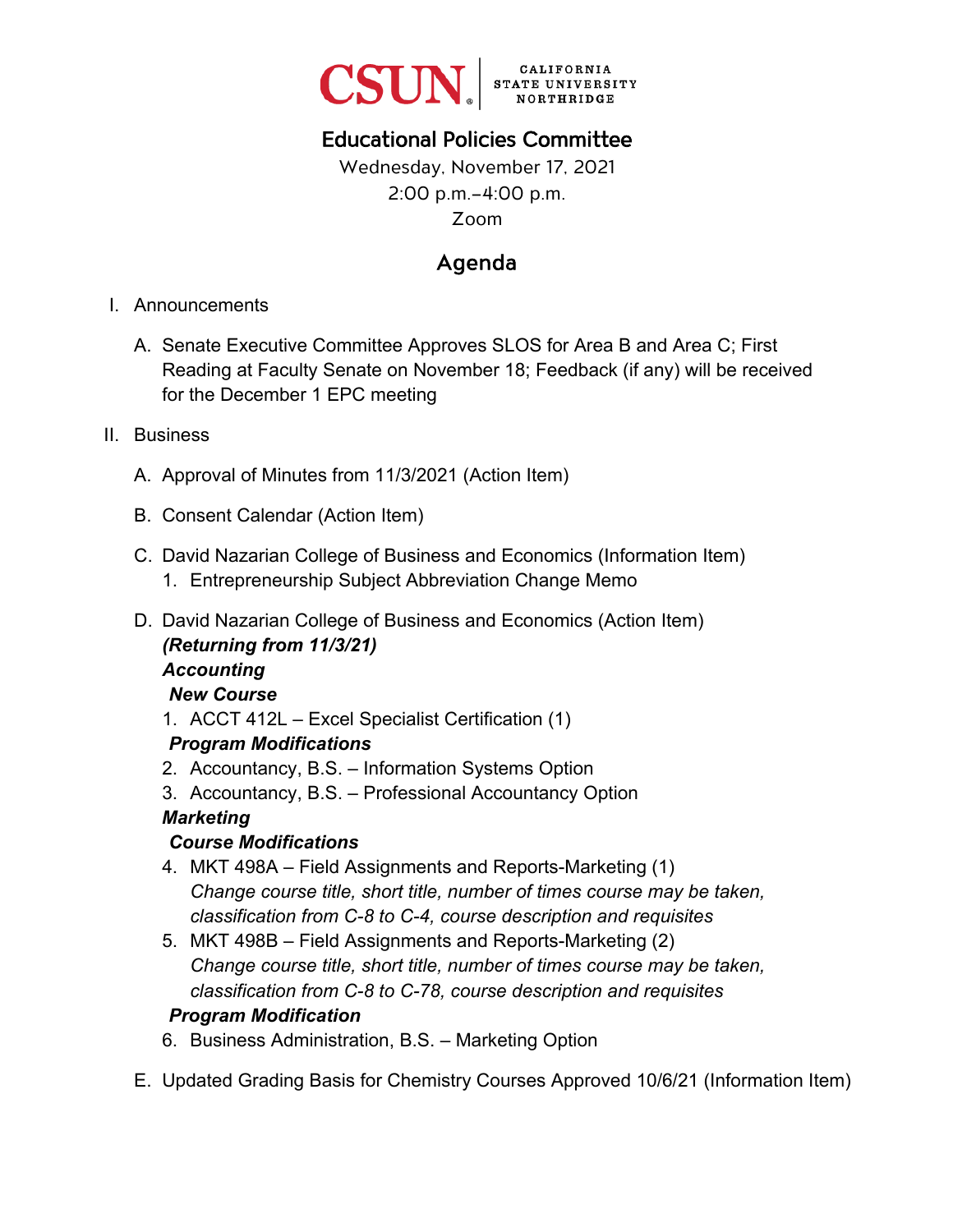CSUN | CALIFORNIA STATE UNIVERSITY NORTHRIDGE

# Educational Policies Committee

Wednesday, November 17, 2021
2:00 p.m.–4:00 p.m.
Zoom

## Agenda

I. Announcements

   A. Senate Executive Committee Approves SLOS for Area B and Area C; First Reading at Faculty Senate on November 18; Feedback (if any) will be received for the December 1 EPC meeting

II. Business

   A. Approval of Minutes from 11/3/2021 (Action Item)

   B. Consent Calendar (Action Item)

   C. David Nazarian College of Business and Economics (Information Item)
      1. Entrepreneurship Subject Abbreviation Change Memo

   D. David Nazarian College of Business and Economics (Action Item)
      ***(Returning from 11/3/21)***
      ***Accounting***
      ***New Course***
      1. ACCT 412L – Excel Specialist Certification (1)

      ***Program Modifications***
      2. Accountancy, B.S. – Information Systems Option
      3. Accountancy, B.S. – Professional Accountancy Option

      ***Marketing***
      ***Course Modifications***
      4. MKT 498A – Field Assignments and Reports-Marketing (1)
         *Change course title, short title, number of times course may be taken, classification from C-8 to C-4, course description and requisites*
      5. MKT 498B – Field Assignments and Reports-Marketing (2)
         *Change course title, short title, number of times course may be taken, classification from C-8 to C-78, course description and requisites*

      ***Program Modification***
      6. Business Administration, B.S. – Marketing Option

   E. Updated Grading Basis for Chemistry Courses Approved 10/6/21 (Information Item)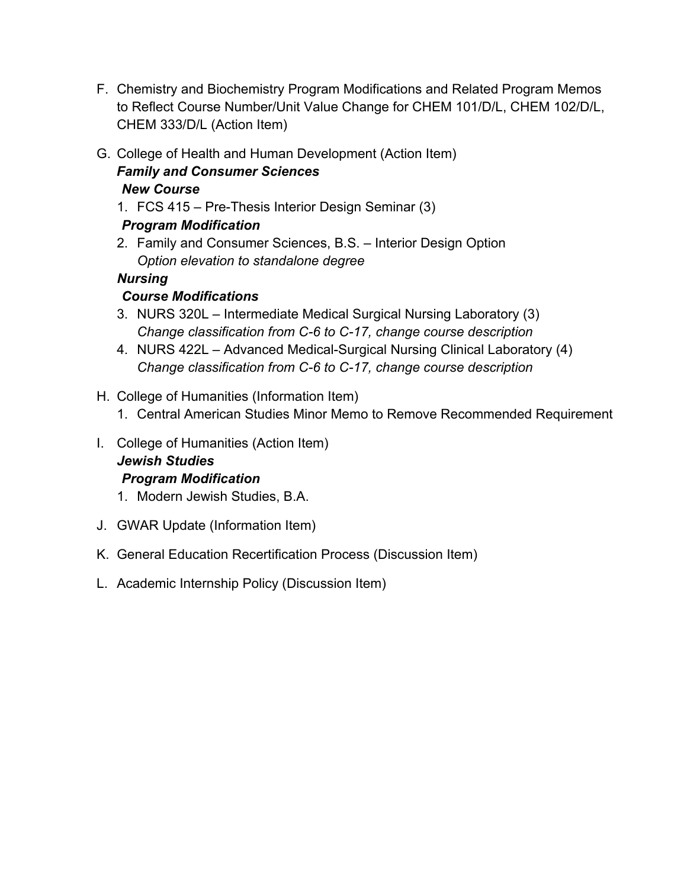F. Chemistry and Biochemistry Program Modifications and Related Program Memos to Reflect Course Number/Unit Value Change for CHEM 101/D/L, CHEM 102/D/L, CHEM 333/D/L (Action Item)

G. College of Health and Human Development (Action Item)

***Family and Consumer Sciences***

***New Course***

1. FCS 415 – Pre-Thesis Interior Design Seminar (3)

***Program Modification***

2. Family and Consumer Sciences, B.S. – Interior Design Option
   *Option elevation to standalone degree*

***Nursing***

***Course Modifications***

3. NURS 320L – Intermediate Medical Surgical Nursing Laboratory (3)
   *Change classification from C-6 to C-17, change course description*
4. NURS 422L – Advanced Medical-Surgical Nursing Clinical Laboratory (4)
   *Change classification from C-6 to C-17, change course description*

H. College of Humanities (Information Item)

1. Central American Studies Minor Memo to Remove Recommended Requirement

I. College of Humanities (Action Item)

***Jewish Studies***

***Program Modification***

1. Modern Jewish Studies, B.A.

J. GWAR Update (Information Item)

K. General Education Recertification Process (Discussion Item)

L. Academic Internship Policy (Discussion Item)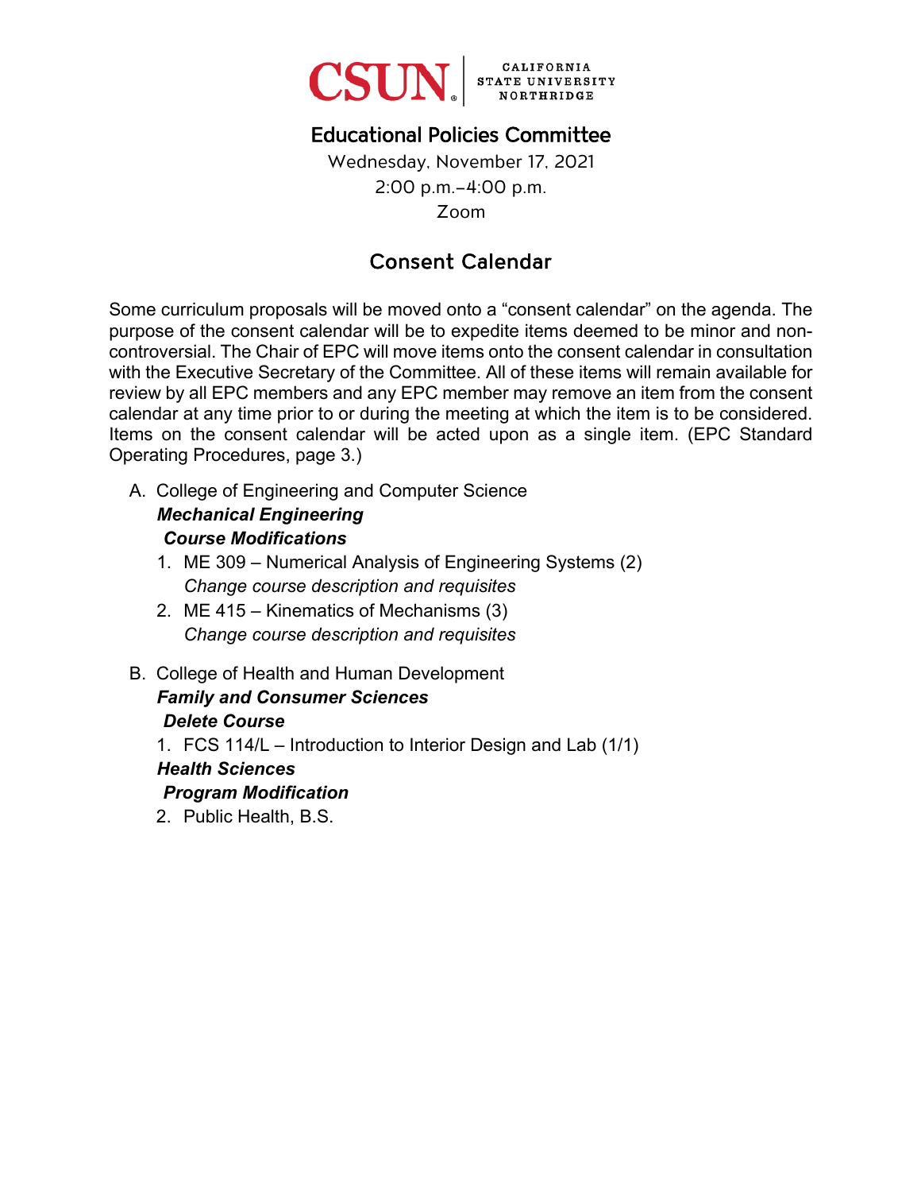CSUN | CALIFORNIA STATE UNIVERSITY NORTHRIDGE

## Educational Policies Committee

Wednesday, November 17, 2021
2:00 p.m.–4:00 p.m.
Zoom

## Consent Calendar

Some curriculum proposals will be moved onto a "consent calendar" on the agenda. The purpose of the consent calendar will be to expedite items deemed to be minor and non-controversial. The Chair of EPC will move items onto the consent calendar in consultation with the Executive Secretary of the Committee. All of these items will remain available for review by all EPC members and any EPC member may remove an item from the consent calendar at any time prior to or during the meeting at which the item is to be considered. Items on the consent calendar will be acted upon as a single item. (EPC Standard Operating Procedures, page 3.)

A. College of Engineering and Computer Science

***Mechanical Engineering***

***Course Modifications***

1. ME 309 – Numerical Analysis of Engineering Systems (2)
   *Change course description and requisites*
2. ME 415 – Kinematics of Mechanisms (3)
   *Change course description and requisites*

B. College of Health and Human Development

***Family and Consumer Sciences***

***Delete Course***

1. FCS 114/L – Introduction to Interior Design and Lab (1/1)

***Health Sciences***

***Program Modification***

2. Public Health, B.S.